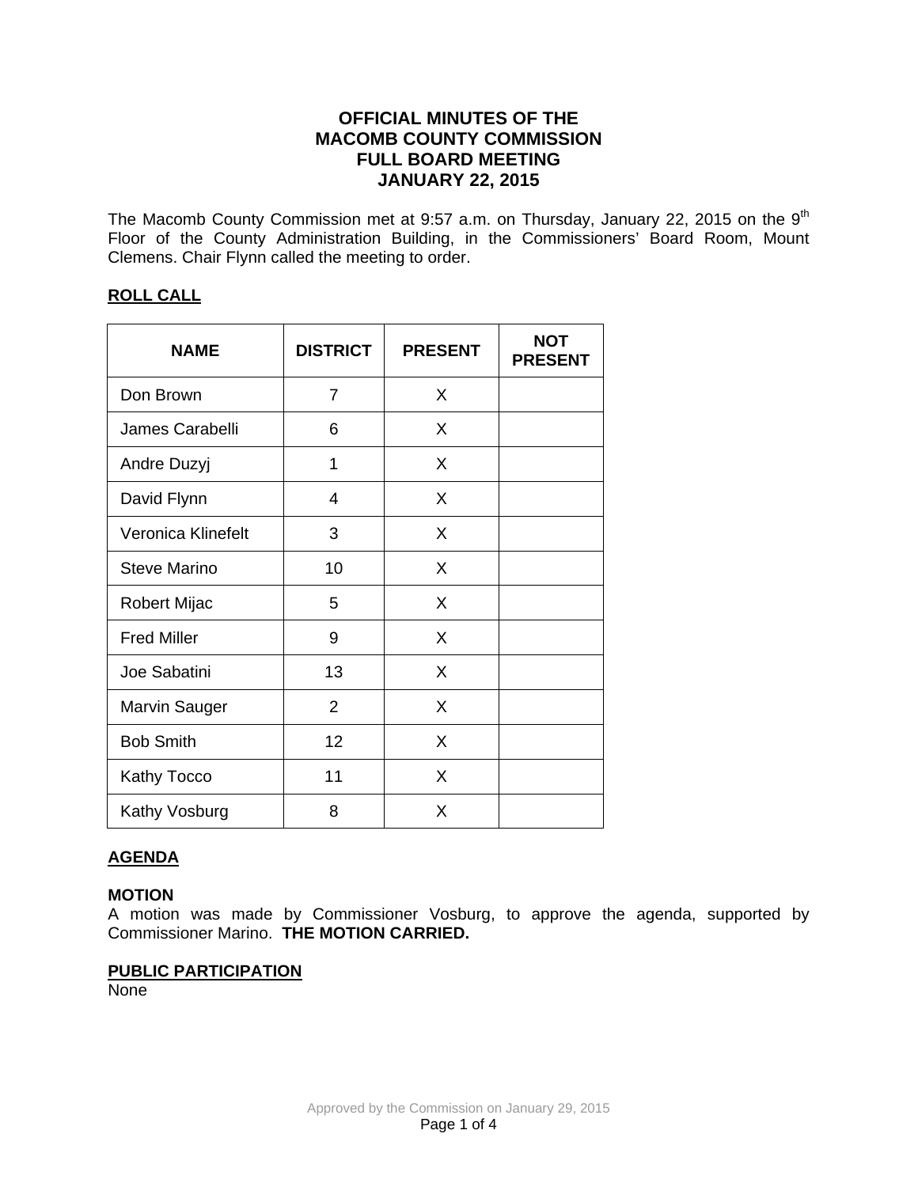# OFFICIAL MINUTES OF THE MACOMB COUNTY COMMISSION FULL BOARD MEETING JANUARY 22, 2015

The Macomb County Commission met at 9:57 a.m. on Thursday, January 22, 2015 on the 9th Floor of the County Administration Building, in the Commissioners' Board Room, Mount Clemens. Chair Flynn called the meeting to order.

## ROLL CALL

| NAME | DISTRICT | PRESENT | NOT PRESENT |
|---|---|---|---|
| Don Brown | 7 | X | |
| James Carabelli | 6 | X | |
| Andre Duzyj | 1 | X | |
| David Flynn | 4 | X | |
| Veronica Klinefelt | 3 | X | |
| Steve Marino | 10 | X | |
| Robert Mijac | 5 | X | |
| Fred Miller | 9 | X | |
| Joe Sabatini | 13 | X | |
| Marvin Sauger | 2 | X | |
| Bob Smith | 12 | X | |
| Kathy Tocco | 11 | X | |
| Kathy Vosburg | 8 | X | |

## AGENDA

**MOTION**

A motion was made by Commissioner Vosburg, to approve the agenda, supported by Commissioner Marino. **THE MOTION CARRIED.**

## PUBLIC PARTICIPATION

None

Approved by the Commission on January 29, 2015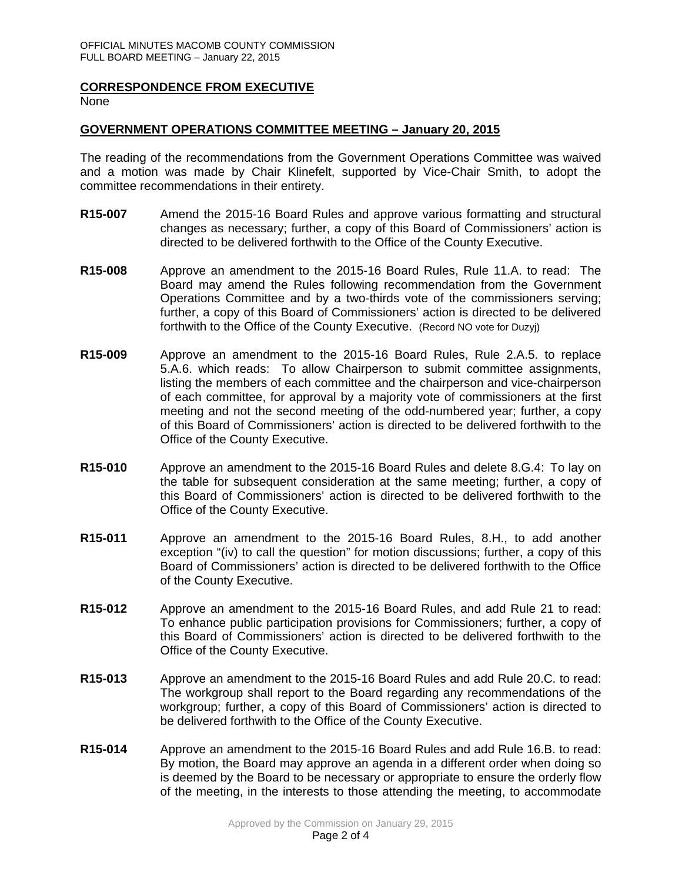## CORRESPONDENCE FROM EXECUTIVE

None

## GOVERNMENT OPERATIONS COMMITTEE MEETING – January 20, 2015

The reading of the recommendations from the Government Operations Committee was waived and a motion was made by Chair Klinefelt, supported by Vice-Chair Smith, to adopt the committee recommendations in their entirety.

**R15-007** Amend the 2015-16 Board Rules and approve various formatting and structural changes as necessary; further, a copy of this Board of Commissioners' action is directed to be delivered forthwith to the Office of the County Executive.

**R15-008** Approve an amendment to the 2015-16 Board Rules, Rule 11.A. to read: The Board may amend the Rules following recommendation from the Government Operations Committee and by a two-thirds vote of the commissioners serving; further, a copy of this Board of Commissioners' action is directed to be delivered forthwith to the Office of the County Executive. (Record NO vote for Duzyj)

**R15-009** Approve an amendment to the 2015-16 Board Rules, Rule 2.A.5. to replace 5.A.6. which reads: To allow Chairperson to submit committee assignments, listing the members of each committee and the chairperson and vice-chairperson of each committee, for approval by a majority vote of commissioners at the first meeting and not the second meeting of the odd-numbered year; further, a copy of this Board of Commissioners' action is directed to be delivered forthwith to the Office of the County Executive.

**R15-010** Approve an amendment to the 2015-16 Board Rules and delete 8.G.4: To lay on the table for subsequent consideration at the same meeting; further, a copy of this Board of Commissioners' action is directed to be delivered forthwith to the Office of the County Executive.

**R15-011** Approve an amendment to the 2015-16 Board Rules, 8.H., to add another exception "(iv) to call the question" for motion discussions; further, a copy of this Board of Commissioners' action is directed to be delivered forthwith to the Office of the County Executive.

**R15-012** Approve an amendment to the 2015-16 Board Rules, and add Rule 21 to read: To enhance public participation provisions for Commissioners; further, a copy of this Board of Commissioners' action is directed to be delivered forthwith to the Office of the County Executive.

**R15-013** Approve an amendment to the 2015-16 Board Rules and add Rule 20.C. to read: The workgroup shall report to the Board regarding any recommendations of the workgroup; further, a copy of this Board of Commissioners' action is directed to be delivered forthwith to the Office of the County Executive.

**R15-014** Approve an amendment to the 2015-16 Board Rules and add Rule 16.B. to read: By motion, the Board may approve an agenda in a different order when doing so is deemed by the Board to be necessary or appropriate to ensure the orderly flow of the meeting, in the interests to those attending the meeting, to accommodate

Approved by the Commission on January 29, 2015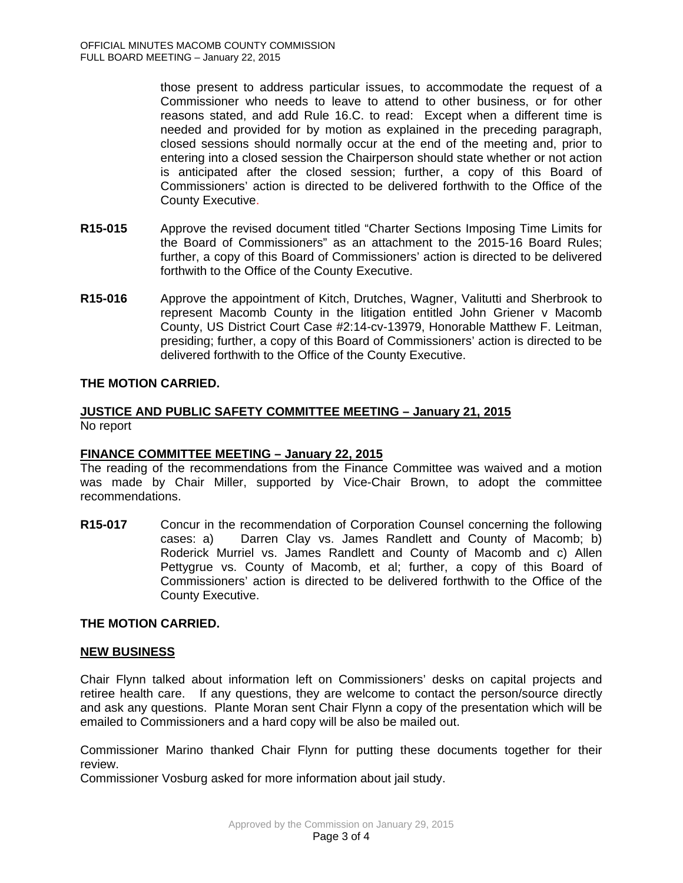those present to address particular issues, to accommodate the request of a Commissioner who needs to leave to attend to other business, or for other reasons stated, and add Rule 16.C. to read: Except when a different time is needed and provided for by motion as explained in the preceding paragraph, closed sessions should normally occur at the end of the meeting and, prior to entering into a closed session the Chairperson should state whether or not action is anticipated after the closed session; further, a copy of this Board of Commissioners' action is directed to be delivered forthwith to the Office of the County Executive.

**R15-015** Approve the revised document titled "Charter Sections Imposing Time Limits for the Board of Commissioners" as an attachment to the 2015-16 Board Rules; further, a copy of this Board of Commissioners' action is directed to be delivered forthwith to the Office of the County Executive.

**R15-016** Approve the appointment of Kitch, Drutches, Wagner, Valitutti and Sherbrook to represent Macomb County in the litigation entitled John Griener v Macomb County, US District Court Case #2:14-cv-13979, Honorable Matthew F. Leitman, presiding; further, a copy of this Board of Commissioners' action is directed to be delivered forthwith to the Office of the County Executive.

**THE MOTION CARRIED.**

## JUSTICE AND PUBLIC SAFETY COMMITTEE MEETING – January 21, 2015

No report

## FINANCE COMMITTEE MEETING – January 22, 2015

The reading of the recommendations from the Finance Committee was waived and a motion was made by Chair Miller, supported by Vice-Chair Brown, to adopt the committee recommendations.

**R15-017** Concur in the recommendation of Corporation Counsel concerning the following cases: a) Darren Clay vs. James Randlett and County of Macomb; b) Roderick Murriel vs. James Randlett and County of Macomb and c) Allen Pettygrue vs. County of Macomb, et al; further, a copy of this Board of Commissioners' action is directed to be delivered forthwith to the Office of the County Executive.

**THE MOTION CARRIED.**

## NEW BUSINESS

Chair Flynn talked about information left on Commissioners' desks on capital projects and retiree health care. If any questions, they are welcome to contact the person/source directly and ask any questions. Plante Moran sent Chair Flynn a copy of the presentation which will be emailed to Commissioners and a hard copy will be also be mailed out.

Commissioner Marino thanked Chair Flynn for putting these documents together for their review.

Commissioner Vosburg asked for more information about jail study.

Approved by the Commission on January 29, 2015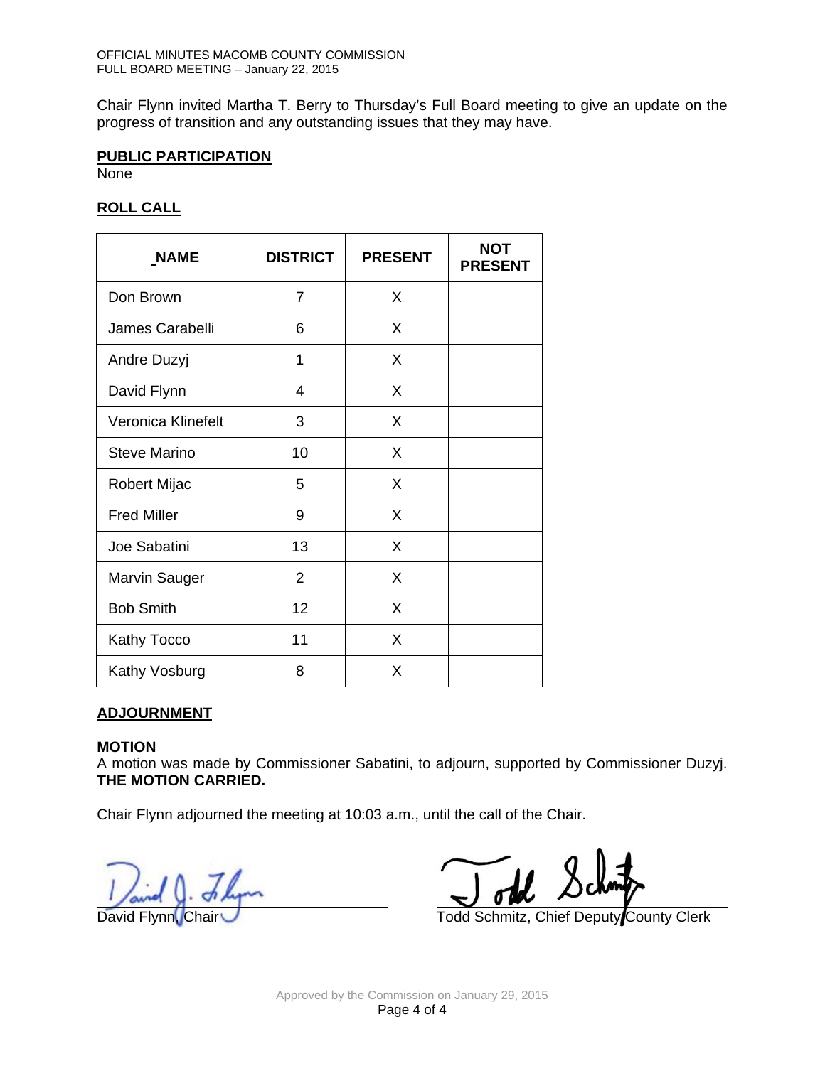Chair Flynn invited Martha T. Berry to Thursday's Full Board meeting to give an update on the progress of transition and any outstanding issues that they may have.

**PUBLIC PARTICIPATION**

None

**ROLL CALL**

| NAME | DISTRICT | PRESENT | NOT PRESENT |
|---|---|---|---|
| Don Brown | 7 | X | |
| James Carabelli | 6 | X | |
| Andre Duzyj | 1 | X | |
| David Flynn | 4 | X | |
| Veronica Klinefelt | 3 | X | |
| Steve Marino | 10 | X | |
| Robert Mijac | 5 | X | |
| Fred Miller | 9 | X | |
| Joe Sabatini | 13 | X | |
| Marvin Sauger | 2 | X | |
| Bob Smith | 12 | X | |
| Kathy Tocco | 11 | X | |
| Kathy Vosburg | 8 | X | |

**ADJOURNMENT**

**MOTION**

A motion was made by Commissioner Sabatini, to adjourn, supported by Commissioner Duzyj. **THE MOTION CARRIED.**

Chair Flynn adjourned the meeting at 10:03 a.m., until the call of the Chair.

David Flynn, Chair

Todd Schmitz, Chief Deputy County Clerk

Approved by the Commission on January 29, 2015